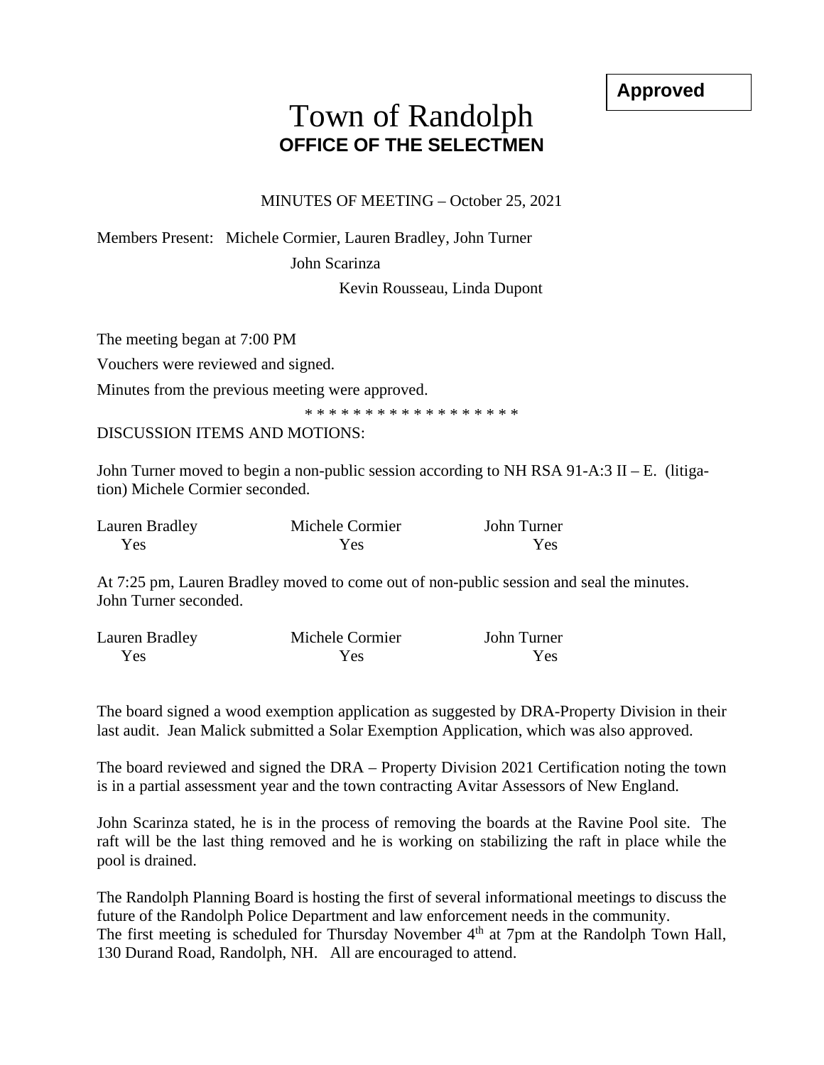**Approved**

# Town of Randolph
## OFFICE OF THE SELECTMEN

MINUTES OF MEETING – October 25, 2021

Members Present: Michele Cormier, Lauren Bradley, John Turner
John Scarinza
Kevin Rousseau, Linda Dupont

The meeting began at 7:00 PM

Vouchers were reviewed and signed.

Minutes from the previous meeting were approved.

* * * * * * * * * * * * * * * * * *

DISCUSSION ITEMS AND MOTIONS:

John Turner moved to begin a non-public session according to NH RSA 91-A:3 II – E. (litigation) Michele Cormier seconded.

| Lauren Bradley | Michele Cormier | John Turner |
|---|---|---|
| Yes | Yes | Yes |

At 7:25 pm, Lauren Bradley moved to come out of non-public session and seal the minutes. John Turner seconded.

| Lauren Bradley | Michele Cormier | John Turner |
|---|---|---|
| Yes | Yes | Yes |

The board signed a wood exemption application as suggested by DRA-Property Division in their last audit. Jean Malick submitted a Solar Exemption Application, which was also approved.

The board reviewed and signed the DRA – Property Division 2021 Certification noting the town is in a partial assessment year and the town contracting Avitar Assessors of New England.

John Scarinza stated, he is in the process of removing the boards at the Ravine Pool site. The raft will be the last thing removed and he is working on stabilizing the raft in place while the pool is drained.

The Randolph Planning Board is hosting the first of several informational meetings to discuss the future of the Randolph Police Department and law enforcement needs in the community.
The first meeting is scheduled for Thursday November 4th at 7pm at the Randolph Town Hall, 130 Durand Road, Randolph, NH. All are encouraged to attend.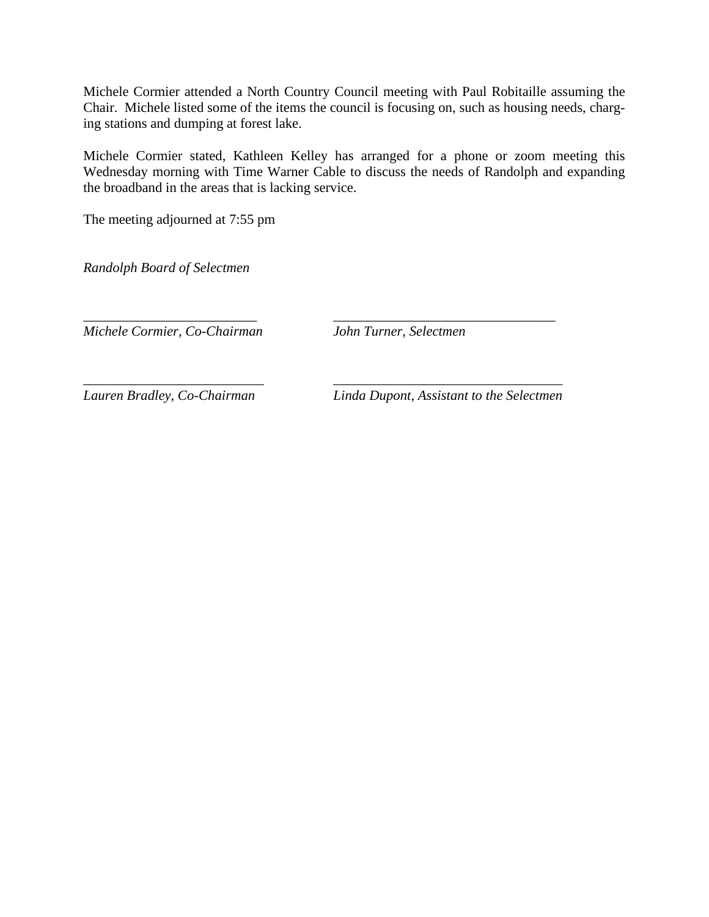Michele Cormier attended a North Country Council meeting with Paul Robitaille assuming the Chair. Michele listed some of the items the council is focusing on, such as housing needs, charging stations and dumping at forest lake.

Michele Cormier stated, Kathleen Kelley has arranged for a phone or zoom meeting this Wednesday morning with Time Warner Cable to discuss the needs of Randolph and expanding the broadband in the areas that is lacking service.

The meeting adjourned at 7:55 pm

*Randolph Board of Selectmen*

| | |
|---|---|
| ________________________ | ______________________________ |
| *Michele Cormier, Co-Chairman* | *John Turner, Selectmen* |
| ________________________ | ______________________________ |
| *Lauren Bradley, Co-Chairman* | *Linda Dupont, Assistant to the Selectmen* |